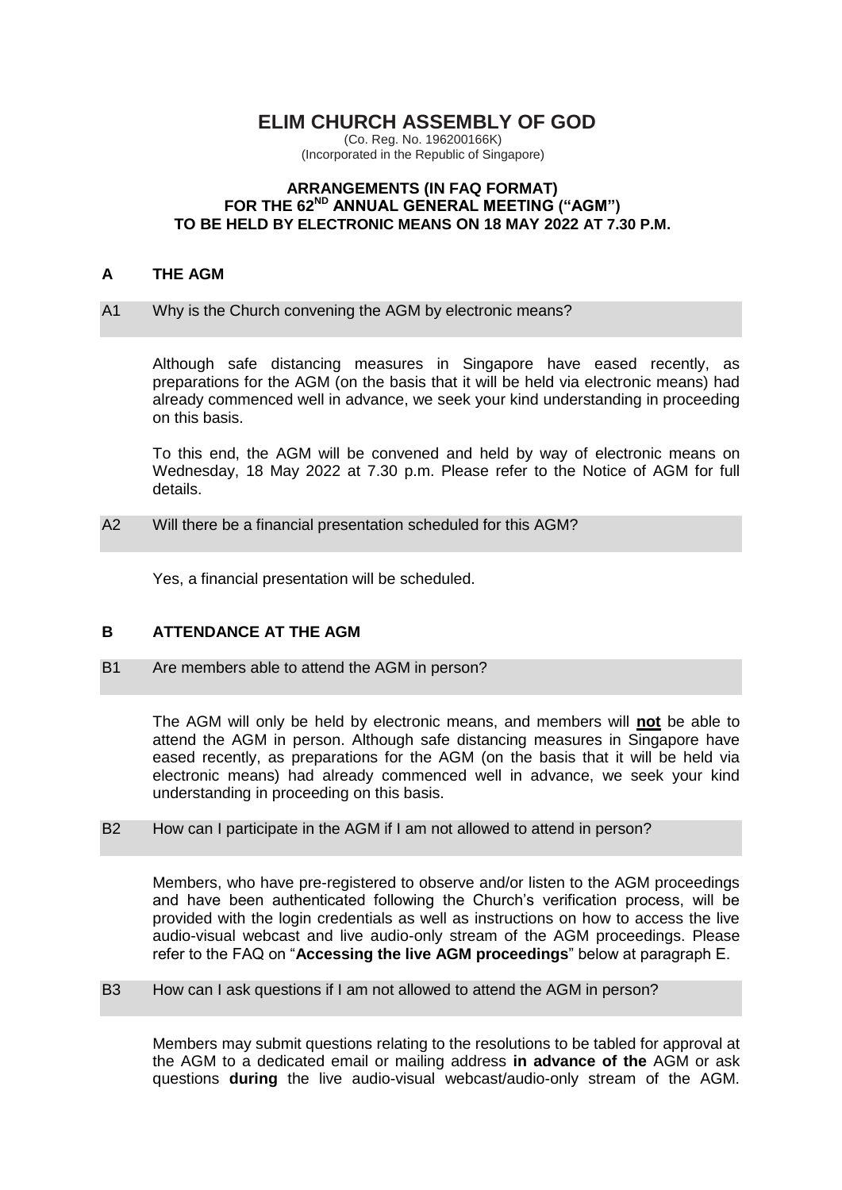# ELIM CHURCH ASSEMBLY OF GOD

(Co. Reg. No. 196200166K)
(Incorporated in the Republic of Singapore)

**ARRANGEMENTS (IN FAQ FORMAT)**
**FOR THE 62ND ANNUAL GENERAL MEETING ("AGM")**
**TO BE HELD BY ELECTRONIC MEANS ON 18 MAY 2022 AT 7.30 P.M.**

## A THE AGM

### A1 Why is the Church convening the AGM by electronic means?

Although safe distancing measures in Singapore have eased recently, as preparations for the AGM (on the basis that it will be held via electronic means) had already commenced well in advance, we seek your kind understanding in proceeding on this basis.

To this end, the AGM will be convened and held by way of electronic means on Wednesday, 18 May 2022 at 7.30 p.m. Please refer to the Notice of AGM for full details.

### A2 Will there be a financial presentation scheduled for this AGM?

Yes, a financial presentation will be scheduled.

## B ATTENDANCE AT THE AGM

### B1 Are members able to attend the AGM in person?

The AGM will only be held by electronic means, and members will **not** be able to attend the AGM in person. Although safe distancing measures in Singapore have eased recently, as preparations for the AGM (on the basis that it will be held via electronic means) had already commenced well in advance, we seek your kind understanding in proceeding on this basis.

### B2 How can I participate in the AGM if I am not allowed to attend in person?

Members, who have pre-registered to observe and/or listen to the AGM proceedings and have been authenticated following the Church's verification process, will be provided with the login credentials as well as instructions on how to access the live audio-visual webcast and live audio-only stream of the AGM proceedings. Please refer to the FAQ on "**Accessing the live AGM proceedings**" below at paragraph E.

### B3 How can I ask questions if I am not allowed to attend the AGM in person?

Members may submit questions relating to the resolutions to be tabled for approval at the AGM to a dedicated email or mailing address **in advance of the** AGM or ask questions **during** the live audio-visual webcast/audio-only stream of the AGM.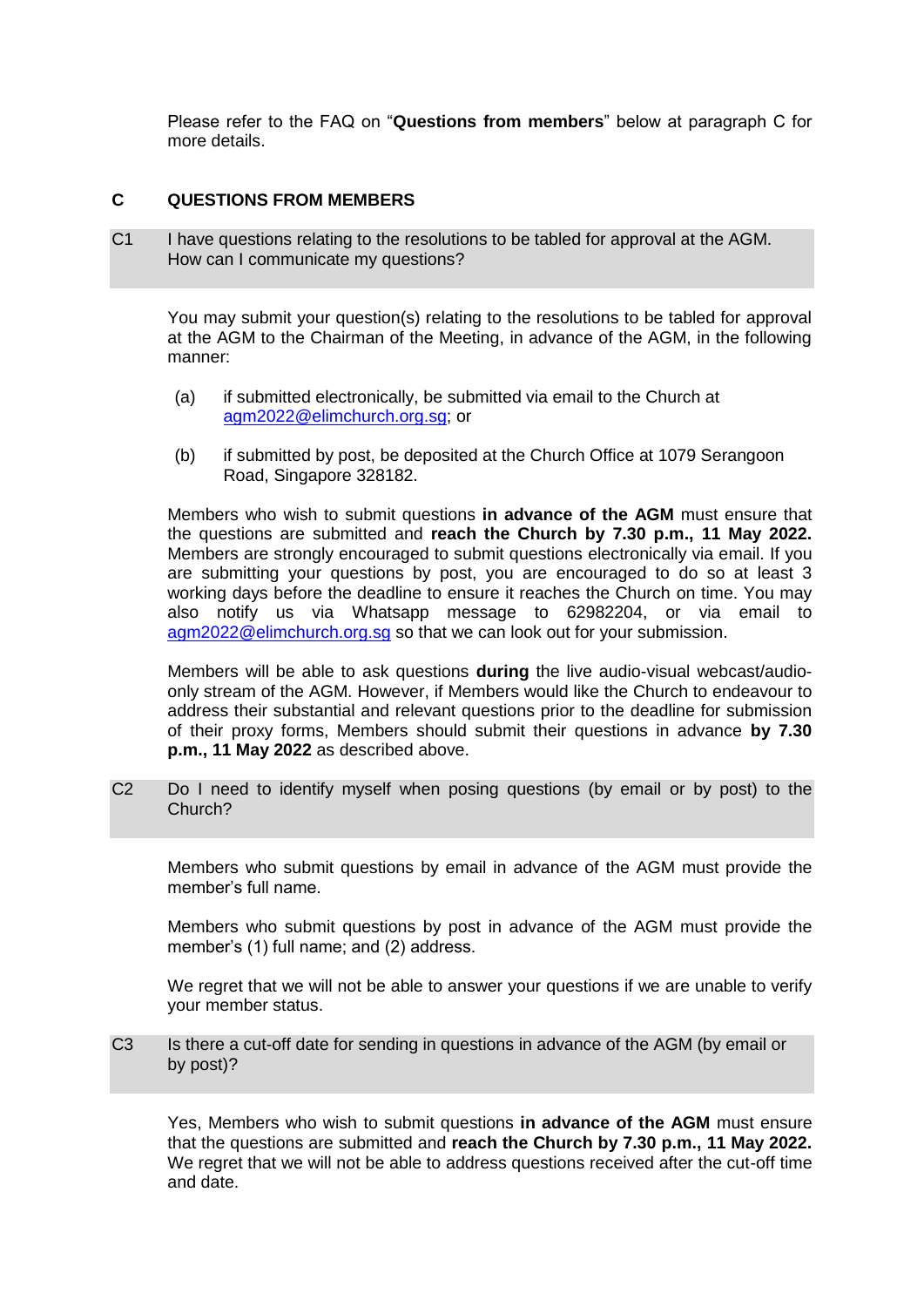Please refer to the FAQ on "**Questions from members**" below at paragraph C for more details.

## C QUESTIONS FROM MEMBERS

**C1 I have questions relating to the resolutions to be tabled for approval at the AGM. How can I communicate my questions?**

You may submit your question(s) relating to the resolutions to be tabled for approval at the AGM to the Chairman of the Meeting, in advance of the AGM, in the following manner:

(a) if submitted electronically, be submitted via email to the Church at [agm2022@elimchurch.org.sg](mailto:agm2022@elimchurch.org.sg); or

(b) if submitted by post, be deposited at the Church Office at 1079 Serangoon Road, Singapore 328182.

Members who wish to submit questions **in advance of the AGM** must ensure that the questions are submitted and **reach the Church by 7.30 p.m., 11 May 2022.** Members are strongly encouraged to submit questions electronically via email. If you are submitting your questions by post, you are encouraged to do so at least 3 working days before the deadline to ensure it reaches the Church on time. You may also notify us via Whatsapp message to 62982204, or via email to [agm2022@elimchurch.org.sg](mailto:agm2022@elimchurch.org.sg) so that we can look out for your submission.

Members will be able to ask questions **during** the live audio-visual webcast/audio-only stream of the AGM. However, if Members would like the Church to endeavour to address their substantial and relevant questions prior to the deadline for submission of their proxy forms, Members should submit their questions in advance **by 7.30 p.m., 11 May 2022** as described above.

**C2 Do I need to identify myself when posing questions (by email or by post) to the Church?**

Members who submit questions by email in advance of the AGM must provide the member's full name.

Members who submit questions by post in advance of the AGM must provide the member's (1) full name; and (2) address.

We regret that we will not be able to answer your questions if we are unable to verify your member status.

**C3 Is there a cut-off date for sending in questions in advance of the AGM (by email or by post)?**

Yes, Members who wish to submit questions **in advance of the AGM** must ensure that the questions are submitted and **reach the Church by 7.30 p.m., 11 May 2022.** We regret that we will not be able to address questions received after the cut-off time and date.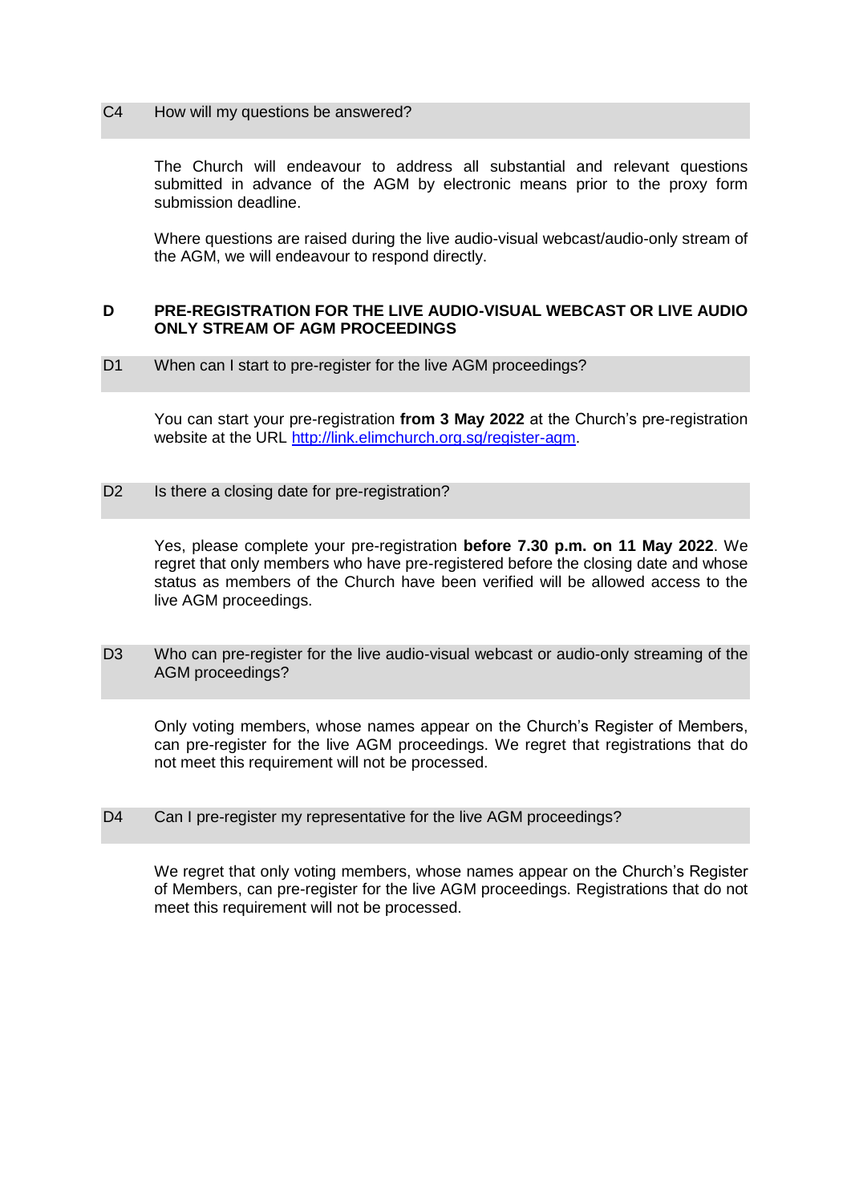### C4 How will my questions be answered?

The Church will endeavour to address all substantial and relevant questions submitted in advance of the AGM by electronic means prior to the proxy form submission deadline.

Where questions are raised during the live audio-visual webcast/audio-only stream of the AGM, we will endeavour to respond directly.

## D PRE-REGISTRATION FOR THE LIVE AUDIO-VISUAL WEBCAST OR LIVE AUDIO ONLY STREAM OF AGM PROCEEDINGS

### D1 When can I start to pre-register for the live AGM proceedings?

You can start your pre-registration **from 3 May 2022** at the Church's pre-registration website at the URL [http://link.elimchurch.org.sg/register-agm](http://link.elimchurch.org.sg/register-agm).

### D2 Is there a closing date for pre-registration?

Yes, please complete your pre-registration **before 7.30 p.m. on 11 May 2022**. We regret that only members who have pre-registered before the closing date and whose status as members of the Church have been verified will be allowed access to the live AGM proceedings.

### D3 Who can pre-register for the live audio-visual webcast or audio-only streaming of the AGM proceedings?

Only voting members, whose names appear on the Church's Register of Members, can pre-register for the live AGM proceedings. We regret that registrations that do not meet this requirement will not be processed.

### D4 Can I pre-register my representative for the live AGM proceedings?

We regret that only voting members, whose names appear on the Church's Register of Members, can pre-register for the live AGM proceedings. Registrations that do not meet this requirement will not be processed.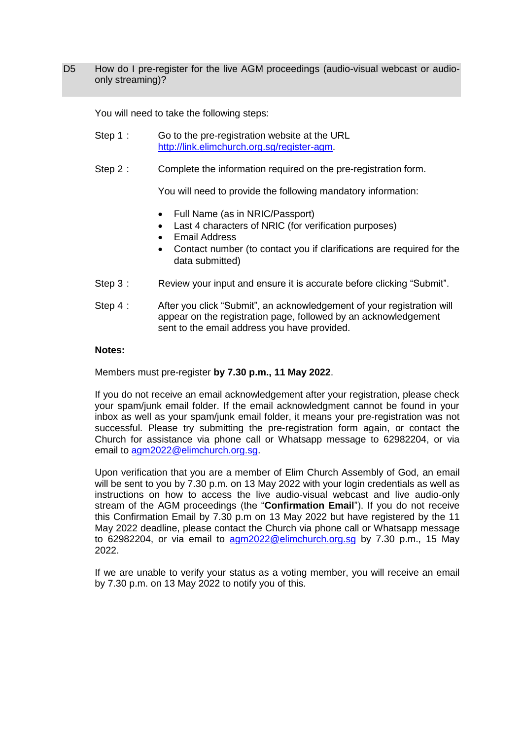**D5 How do I pre-register for the live AGM proceedings (audio-visual webcast or audio-only streaming)?**

You will need to take the following steps:

Step 1 : Go to the pre-registration website at the URL [http://link.elimchurch.org.sg/register-agm](http://link.elimchurch.org.sg/register-agm).

Step 2 : Complete the information required on the pre-registration form.

You will need to provide the following mandatory information:

- Full Name (as in NRIC/Passport)
- Last 4 characters of NRIC (for verification purposes)
- Email Address
- Contact number (to contact you if clarifications are required for the data submitted)

Step 3 : Review your input and ensure it is accurate before clicking "Submit".

Step 4 : After you click "Submit", an acknowledgement of your registration will appear on the registration page, followed by an acknowledgement sent to the email address you have provided.

**Notes:**

Members must pre-register **by 7.30 p.m., 11 May 2022**.

If you do not receive an email acknowledgement after your registration, please check your spam/junk email folder. If the email acknowledgment cannot be found in your inbox as well as your spam/junk email folder, it means your pre-registration was not successful. Please try submitting the pre-registration form again, or contact the Church for assistance via phone call or Whatsapp message to 62982204, or via email to [agm2022@elimchurch.org.sg](mailto:agm2022@elimchurch.org.sg).

Upon verification that you are a member of Elim Church Assembly of God, an email will be sent to you by 7.30 p.m. on 13 May 2022 with your login credentials as well as instructions on how to access the live audio-visual webcast and live audio-only stream of the AGM proceedings (the "**Confirmation Email**"). If you do not receive this Confirmation Email by 7.30 p.m on 13 May 2022 but have registered by the 11 May 2022 deadline, please contact the Church via phone call or Whatsapp message to 62982204, or via email to [agm2022@elimchurch.org.sg](mailto:agm2022@elimchurch.org.sg) by 7.30 p.m., 15 May 2022.

If we are unable to verify your status as a voting member, you will receive an email by 7.30 p.m. on 13 May 2022 to notify you of this.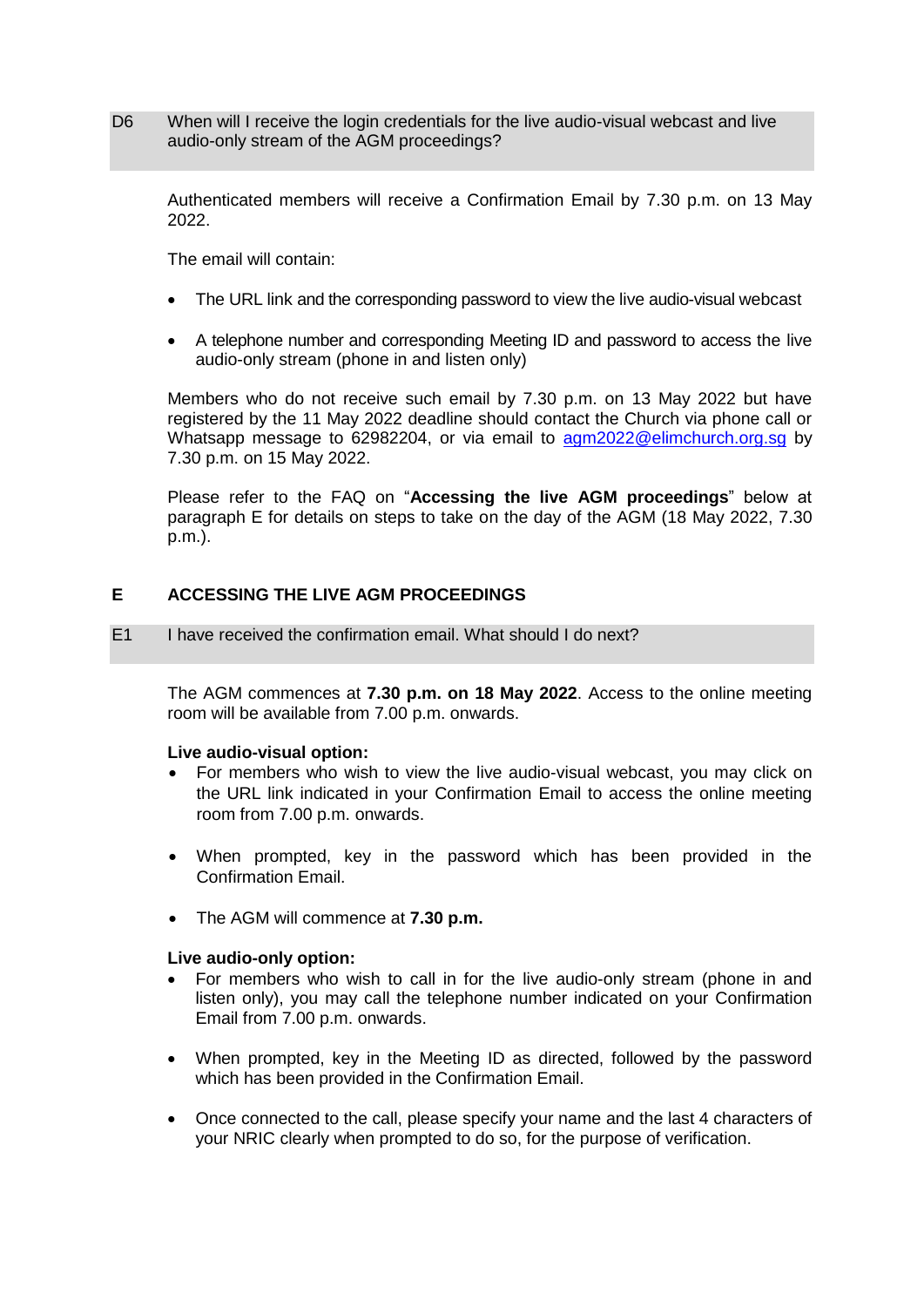**D6 When will I receive the login credentials for the live audio-visual webcast and live audio-only stream of the AGM proceedings?**

Authenticated members will receive a Confirmation Email by 7.30 p.m. on 13 May 2022.

The email will contain:

- The URL link and the corresponding password to view the live audio-visual webcast
- A telephone number and corresponding Meeting ID and password to access the live audio-only stream (phone in and listen only)

Members who do not receive such email by 7.30 p.m. on 13 May 2022 but have registered by the 11 May 2022 deadline should contact the Church via phone call or Whatsapp message to 62982204, or via email to agm2022@elimchurch.org.sg by 7.30 p.m. on 15 May 2022.

Please refer to the FAQ on "**Accessing the live AGM proceedings**" below at paragraph E for details on steps to take on the day of the AGM (18 May 2022, 7.30 p.m.).

## E ACCESSING THE LIVE AGM PROCEEDINGS

**E1 I have received the confirmation email. What should I do next?**

The AGM commences at **7.30 p.m. on 18 May 2022**. Access to the online meeting room will be available from 7.00 p.m. onwards.

**Live audio-visual option:**

- For members who wish to view the live audio-visual webcast, you may click on the URL link indicated in your Confirmation Email to access the online meeting room from 7.00 p.m. onwards.
- When prompted, key in the password which has been provided in the Confirmation Email.
- The AGM will commence at **7.30 p.m.**

**Live audio-only option:**

- For members who wish to call in for the live audio-only stream (phone in and listen only), you may call the telephone number indicated on your Confirmation Email from 7.00 p.m. onwards.
- When prompted, key in the Meeting ID as directed, followed by the password which has been provided in the Confirmation Email.
- Once connected to the call, please specify your name and the last 4 characters of your NRIC clearly when prompted to do so, for the purpose of verification.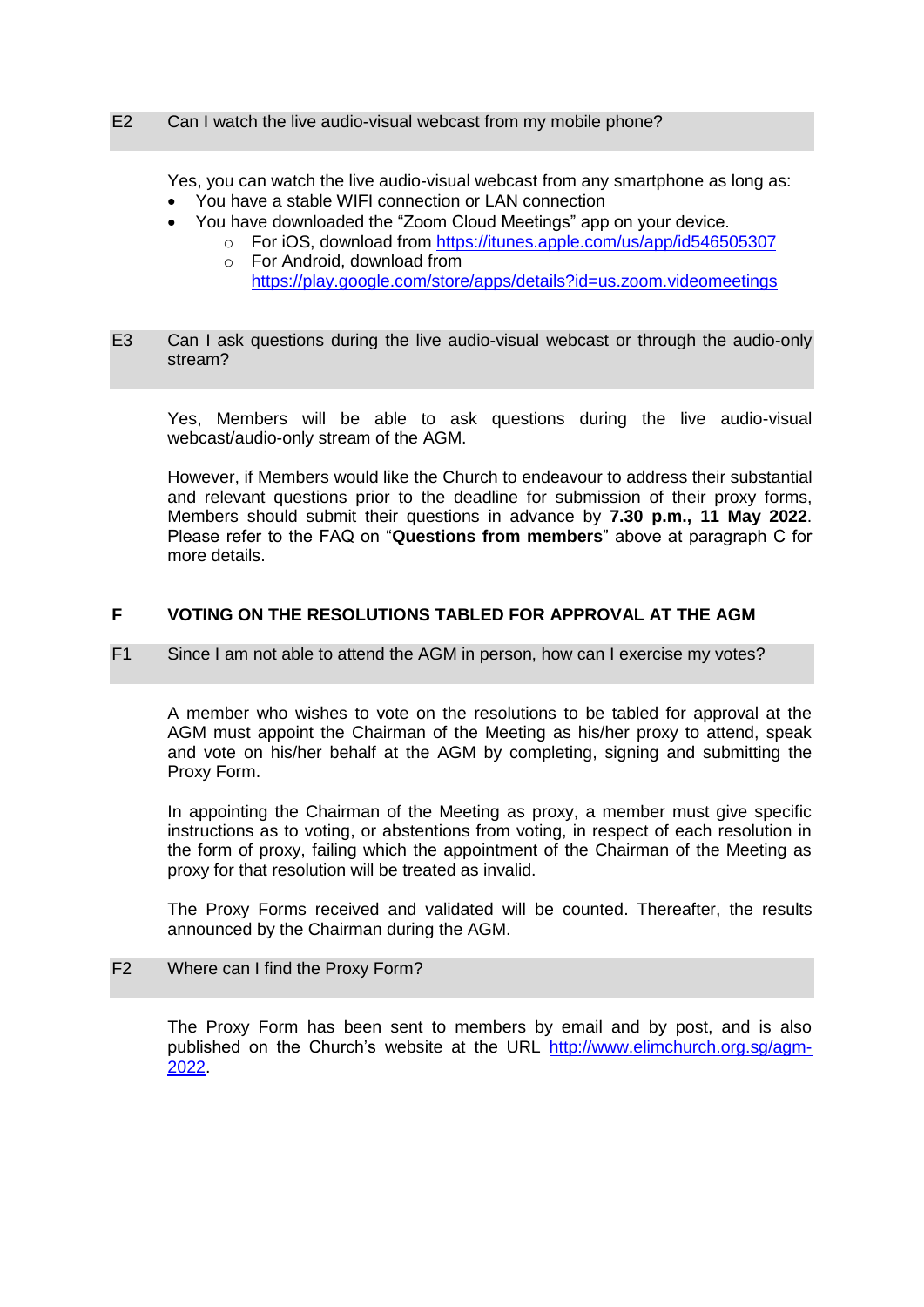### E2 Can I watch the live audio-visual webcast from my mobile phone?

Yes, you can watch the live audio-visual webcast from any smartphone as long as:

- You have a stable WIFI connection or LAN connection
- You have downloaded the "Zoom Cloud Meetings" app on your device.
  - For iOS, download from https://itunes.apple.com/us/app/id546505307
  - For Android, download from https://play.google.com/store/apps/details?id=us.zoom.videomeetings

### E3 Can I ask questions during the live audio-visual webcast or through the audio-only stream?

Yes, Members will be able to ask questions during the live audio-visual webcast/audio-only stream of the AGM.

However, if Members would like the Church to endeavour to address their substantial and relevant questions prior to the deadline for submission of their proxy forms, Members should submit their questions in advance by **7.30 p.m., 11 May 2022**. Please refer to the FAQ on "**Questions from members**" above at paragraph C for more details.

## F VOTING ON THE RESOLUTIONS TABLED FOR APPROVAL AT THE AGM

### F1 Since I am not able to attend the AGM in person, how can I exercise my votes?

A member who wishes to vote on the resolutions to be tabled for approval at the AGM must appoint the Chairman of the Meeting as his/her proxy to attend, speak and vote on his/her behalf at the AGM by completing, signing and submitting the Proxy Form.

In appointing the Chairman of the Meeting as proxy, a member must give specific instructions as to voting, or abstentions from voting, in respect of each resolution in the form of proxy, failing which the appointment of the Chairman of the Meeting as proxy for that resolution will be treated as invalid.

The Proxy Forms received and validated will be counted. Thereafter, the results announced by the Chairman during the AGM.

### F2 Where can I find the Proxy Form?

The Proxy Form has been sent to members by email and by post, and is also published on the Church's website at the URL http://www.elimchurch.org.sg/agm-2022.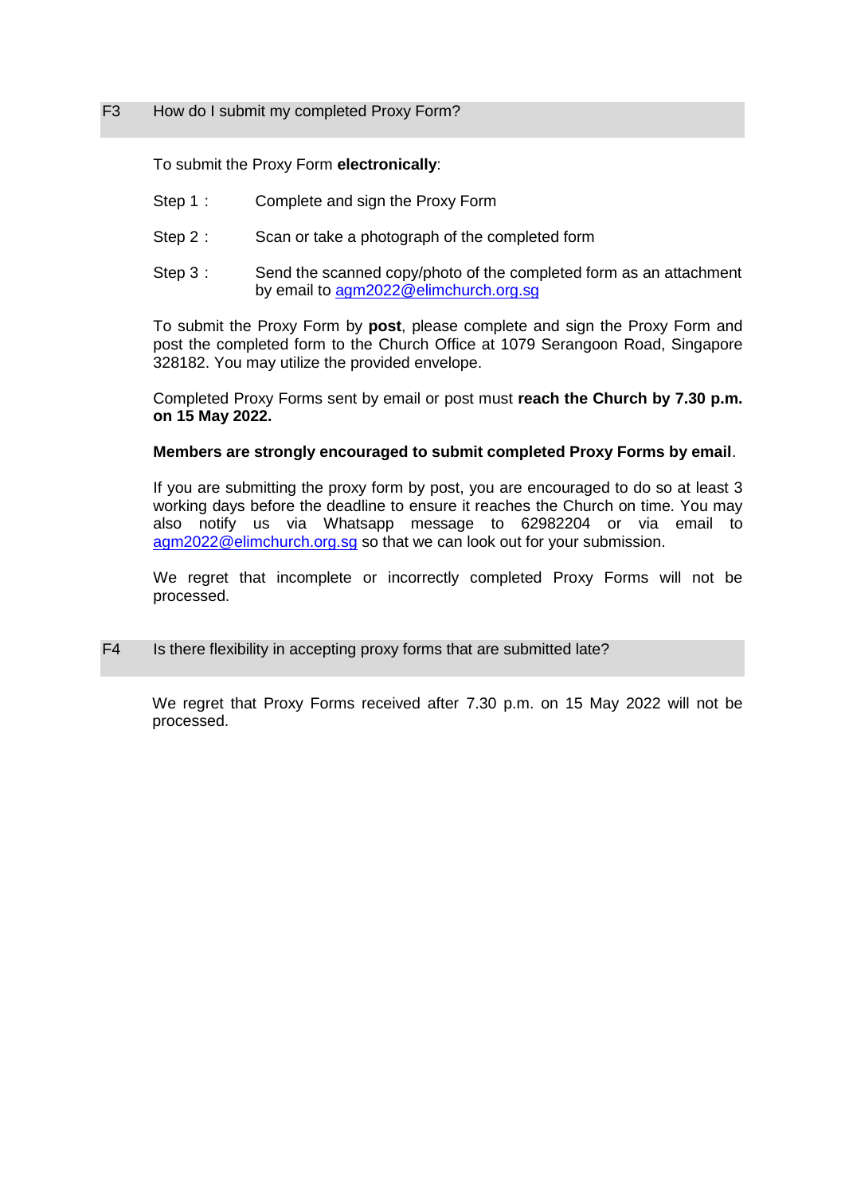## F3 How do I submit my completed Proxy Form?

To submit the Proxy Form **electronically**:

Step 1 : Complete and sign the Proxy Form

Step 2 : Scan or take a photograph of the completed form

Step 3 : Send the scanned copy/photo of the completed form as an attachment by email to agm2022@elimchurch.org.sg

To submit the Proxy Form by **post**, please complete and sign the Proxy Form and post the completed form to the Church Office at 1079 Serangoon Road, Singapore 328182. You may utilize the provided envelope.

Completed Proxy Forms sent by email or post must **reach the Church by 7.30 p.m. on 15 May 2022.**

**Members are strongly encouraged to submit completed Proxy Forms by email**.

If you are submitting the proxy form by post, you are encouraged to do so at least 3 working days before the deadline to ensure it reaches the Church on time. You may also notify us via Whatsapp message to 62982204 or via email to agm2022@elimchurch.org.sg so that we can look out for your submission.

We regret that incomplete or incorrectly completed Proxy Forms will not be processed.

## F4 Is there flexibility in accepting proxy forms that are submitted late?

We regret that Proxy Forms received after 7.30 p.m. on 15 May 2022 will not be processed.